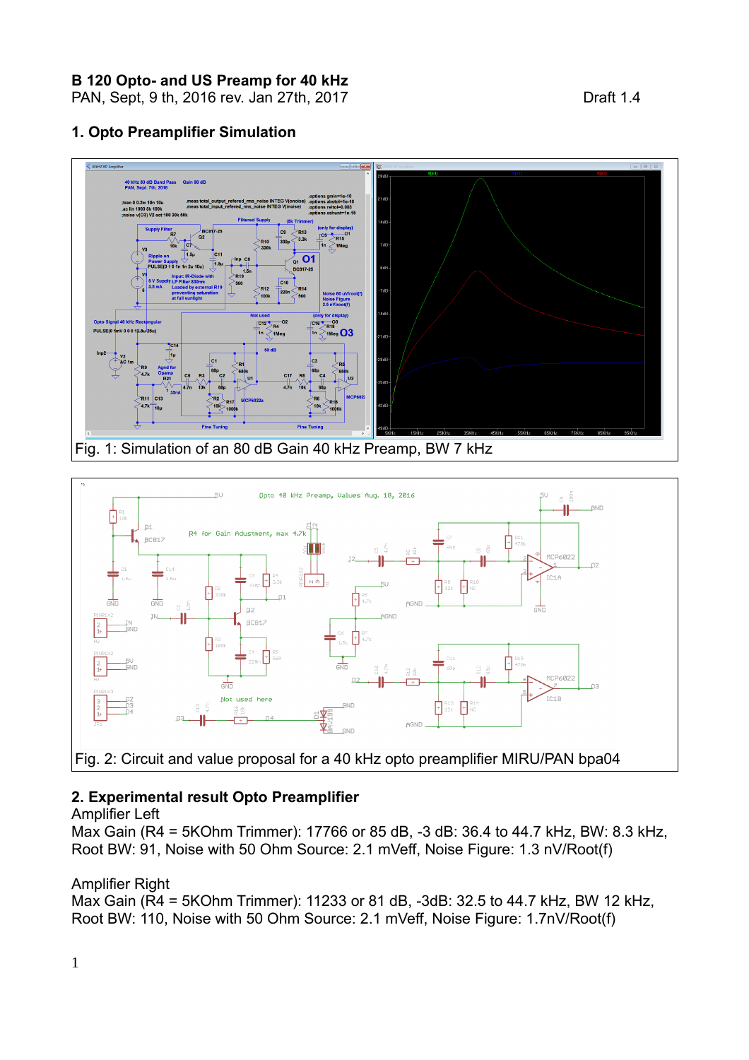**B 120 Opto- and US Preamp for 40 kHz**
PAN, Sept, 9 th, 2016 rev. Jan 27th, 2017 Draft 1.4

## 1. Opto Preamplifier Simulation

Fig. 1: Simulation of an 80 dB Gain 40 kHz Preamp, BW 7 kHz

Fig. 2: Circuit and value proposal for a 40 kHz opto preamplifier MIRU/PAN bpa04

## 2. Experimental result Opto Preamplifier

Amplifier Left
Max Gain (R4 = 5KOhm Trimmer): 17766 or 85 dB, -3 dB: 36.4 to 44.7 kHz, BW: 8.3 kHz, Root BW: 91, Noise with 50 Ohm Source: 2.1 mVeff, Noise Figure: 1.3 nV/Root(f)

Amplifier Right
Max Gain (R4 = 5KOhm Trimmer): 11233 or 81 dB, -3dB: 32.5 to 44.7 kHz, BW 12 kHz, Root BW: 110, Noise with 50 Ohm Source: 2.1 mVeff, Noise Figure: 1.7nV/Root(f)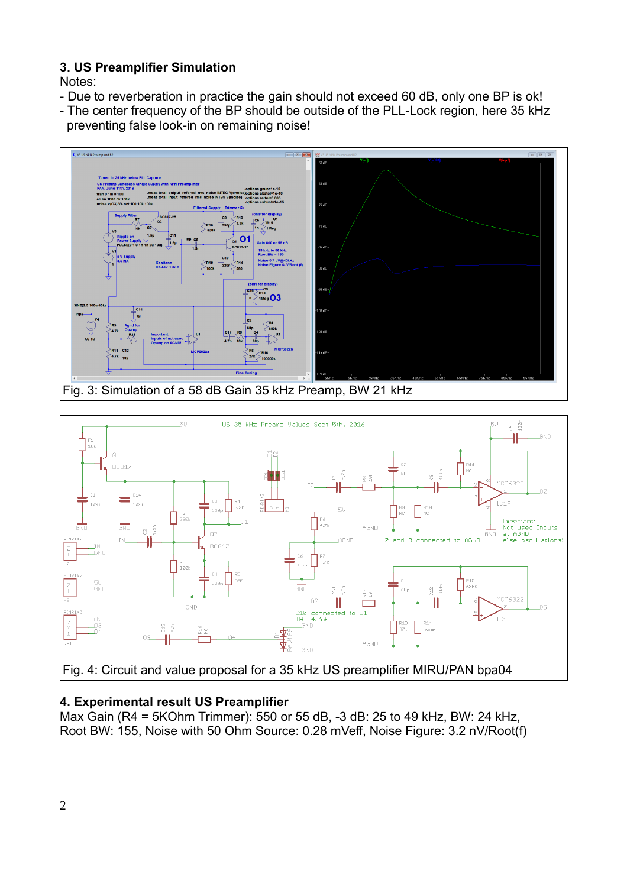### 3. US Preamplifier Simulation

Notes:

- Due to reverberation in practice the gain should not exceed 60 dB, only one BP is ok!
- The center frequency of the BP should be outside of the PLL-Lock region, here 35 kHz preventing false look-in on remaining noise!

Fig. 3: Simulation of a 58 dB Gain 35 kHz Preamp, BW 21 kHz

Fig. 4: Circuit and value proposal for a 35 kHz US preamplifier MIRU/PAN bpa04

### 4. Experimental result US Preamplifier

Max Gain (R4 = 5KOhm Trimmer): 550 or 55 dB, -3 dB: 25 to 49 kHz, BW: 24 kHz, Root BW: 155, Noise with 50 Ohm Source: 0.28 mVeff, Noise Figure: 3.2 nV/Root(f)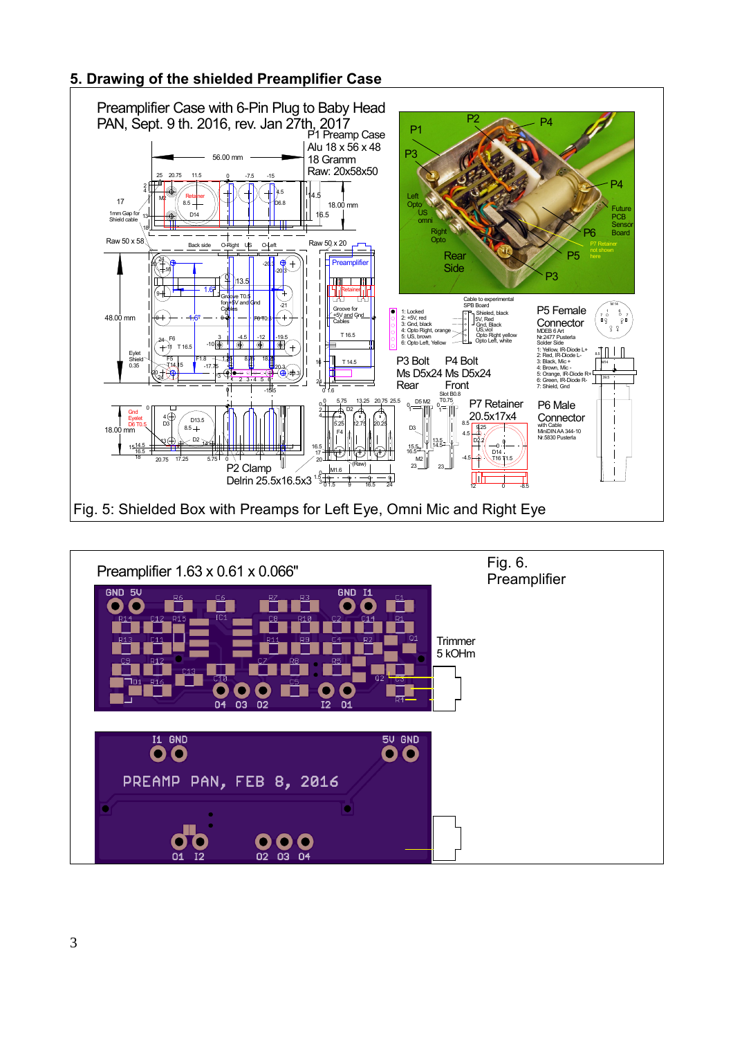## 5. Drawing of the shielded Preamplifier Case

Preamplifier Case with 6-Pin Plug to Baby Head PAN, Sept. 9 th. 2016, rev. Jan 27th, 2017

P1 Preamp Case
Alu 18 x 56 x 48
18 Gramm
Raw: 20x58x50

P2 Clamp
Delrin 25.5x16.5x3

P3 Bolt Ms D5x24 Rear
P4 Bolt Ms D5x24 Front

P5 Female Connector
MDEB 6 Art
Nr.2477 Pusterla
Solder Side

P6 Male Connector
with Cable
MiniDIN AA 344-10
Nr.5830 Pusterla

P7 Retainer 20.5x17x4

1: Locked
2: +5V, red
3: Gnd, black
4: Opto Right, orange
5: US, brown
6: Opto Left, Yellow

1: Yellow, IR-Diode L+
2: Red, IR-Diode L-
3: Black, Mic +
4: Brown, Mic -
5: Orange, IR-Diode R+
6: Green, IR-Diode R-
7: Shield, Gnd

Fig. 5: Shielded Box with Preamps for Left Eye, Omni Mic and Right Eye

Preamplifier 1.63 x 0.61 x 0.066"

Trimmer
5 kOHm

PREAMP PAN, FEB 8, 2016

Fig. 6.
Preamplifier